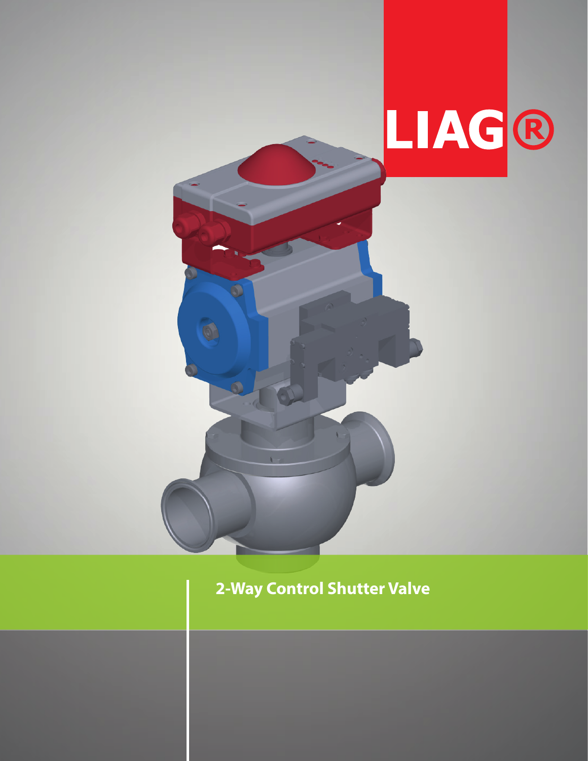LIAG®

# 2-Way Control Shutter Valve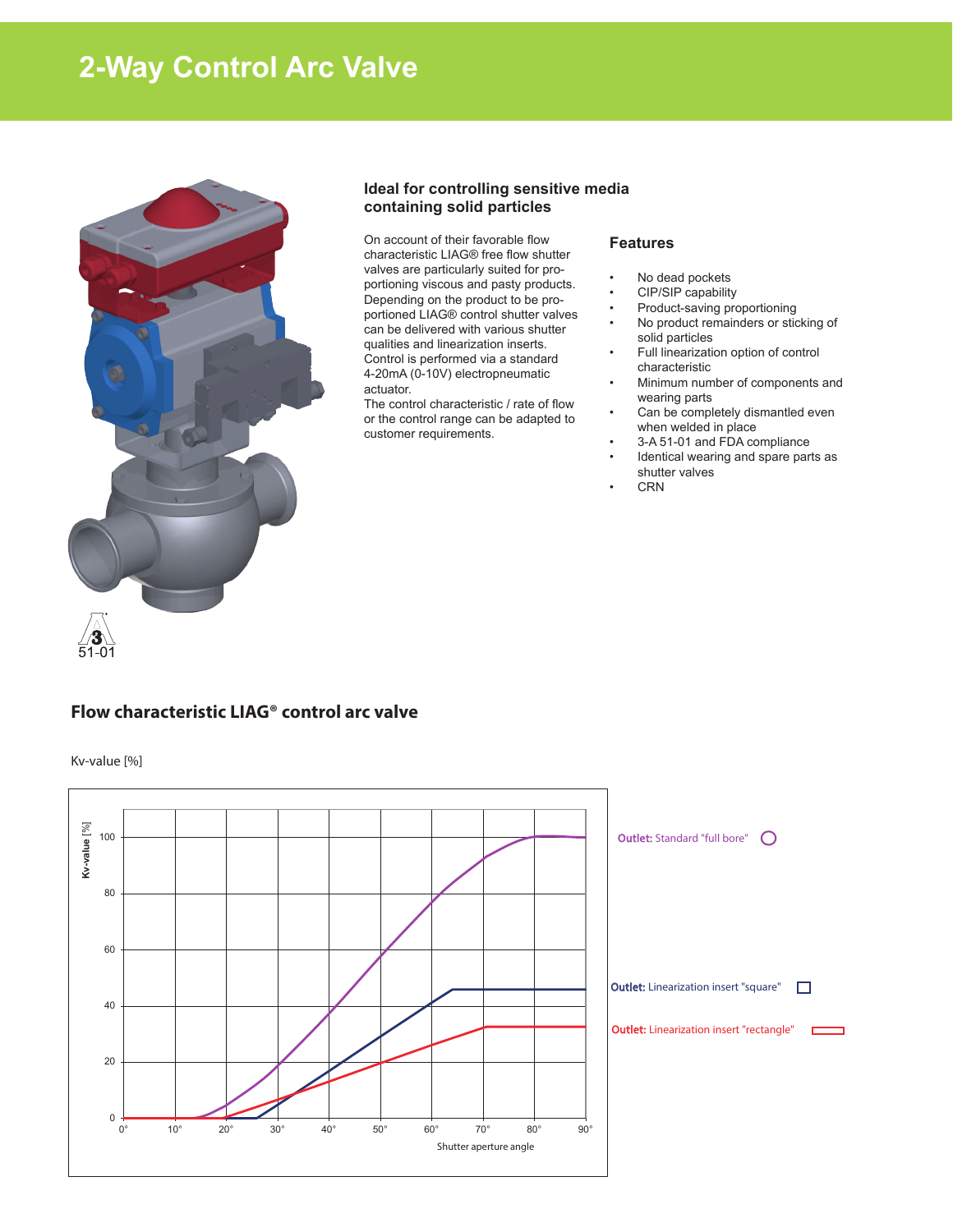# 2-Way Control Arc Valve

3
51-01

### Ideal for controlling sensitive media containing solid particles

On account of their favorable flow characteristic LIAG® free flow shutter valves are particularly suited for proportioning viscous and pasty products. Depending on the product to be proportioned LIAG® control shutter valves can be delivered with various shutter qualities and linearization inserts. Control is performed via a standard 4-20mA (0-10V) electropneumatic actuator.
The control characteristic / rate of flow or the control range can be adapted to customer requirements.

### Features

- No dead pockets
- CIP/SIP capability
- Product-saving proportioning
- No product remainders or sticking of solid particles
- Full linearization option of control characteristic
- Minimum number of components and wearing parts
- Can be completely dismantled even when welded in place
- 3-A 51-01 and FDA compliance
- Identical wearing and spare parts as shutter valves
- CRN

## Flow characteristic LIAG® control arc valve

Kv-value [%]

Kv-value [%]

100
80
60
40
20
0

0° 10° 20° 30° 40° 50° 60° 70° 80° 90°

Shutter aperture angle

**Outlet:** Standard "full bore"

**Outlet:** Linearization insert "square"

**Outlet:** Linearization insert "rectangle"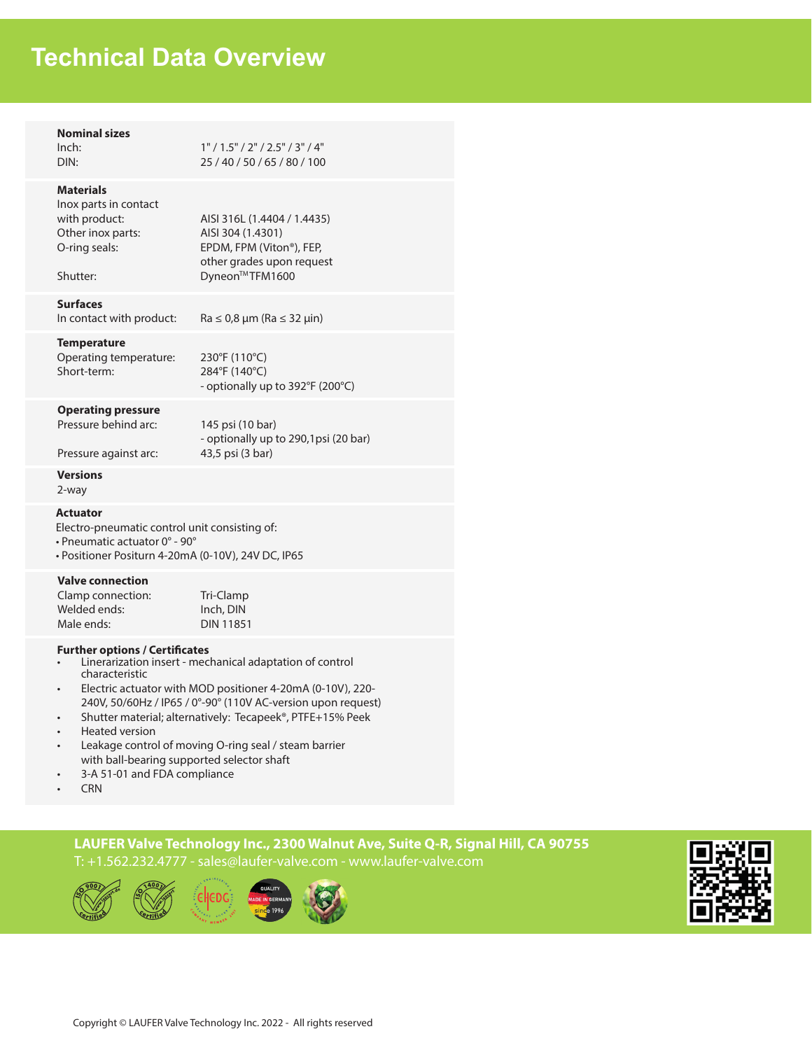# Technical Data Overview

**Nominal sizes**

| | |
|---|---|
| Inch: | 1" / 1.5" / 2" / 2.5" / 3" / 4" |
| DIN: | 25 / 40 / 50 / 65 / 80 / 100 |

**Materials**

| | |
|---|---|
| Inox parts in contact with product: | AISI 316L (1.4404 / 1.4435) |
| Other inox parts: | AISI 304 (1.4301) |
| O-ring seals: | EPDM, FPM (Viton®), FEP, other grades upon request |
| Shutter: | Dyneon™TFM1600 |

**Surfaces**

| | |
|---|---|
| In contact with product: | Ra ≤ 0,8 µm (Ra ≤ 32 µin) |

**Temperature**

| | |
|---|---|
| Operating temperature: | 230°F (110°C) |
| Short-term: | 284°F (140°C)<br>- optionally up to 392°F (200°C) |

**Operating pressure**

| | |
|---|---|
| Pressure behind arc: | 145 psi (10 bar)<br>- optionally up to 290,1psi (20 bar) |
| Pressure against arc: | 43,5 psi (3 bar) |

**Versions**

2-way

**Actuator**

Electro-pneumatic control unit consisting of:
- Pneumatic actuator 0° - 90°
- Positioner Positurn 4-20mA (0-10V), 24V DC, IP65

**Valve connection**

| | |
|---|---|
| Clamp connection: | Tri-Clamp |
| Welded ends: | Inch, DIN |
| Male ends: | DIN 11851 |

**Further options / Certificates**

- Linerarization insert - mechanical adaptation of control characteristic
- Electric actuator with MOD positioner 4-20mA (0-10V), 220-240V, 50/60Hz / IP65 / 0°-90° (110V AC-version upon request)
- Shutter material; alternatively: Tecapeek®, PTFE+15% Peek
- Heated version
- Leakage control of moving O-ring seal / steam barrier with ball-bearing supported selector shaft
- 3-A 51-01 and FDA compliance
- CRN

**LAUFER Valve Technology Inc., 2300 Walnut Ave, Suite Q-R, Signal Hill, CA 90755**
T: +1.562.232.4777 - sales@laufer-valve.com - www.laufer-valve.com

Copyright © LAUFER Valve Technology Inc. 2022 - All rights reserved